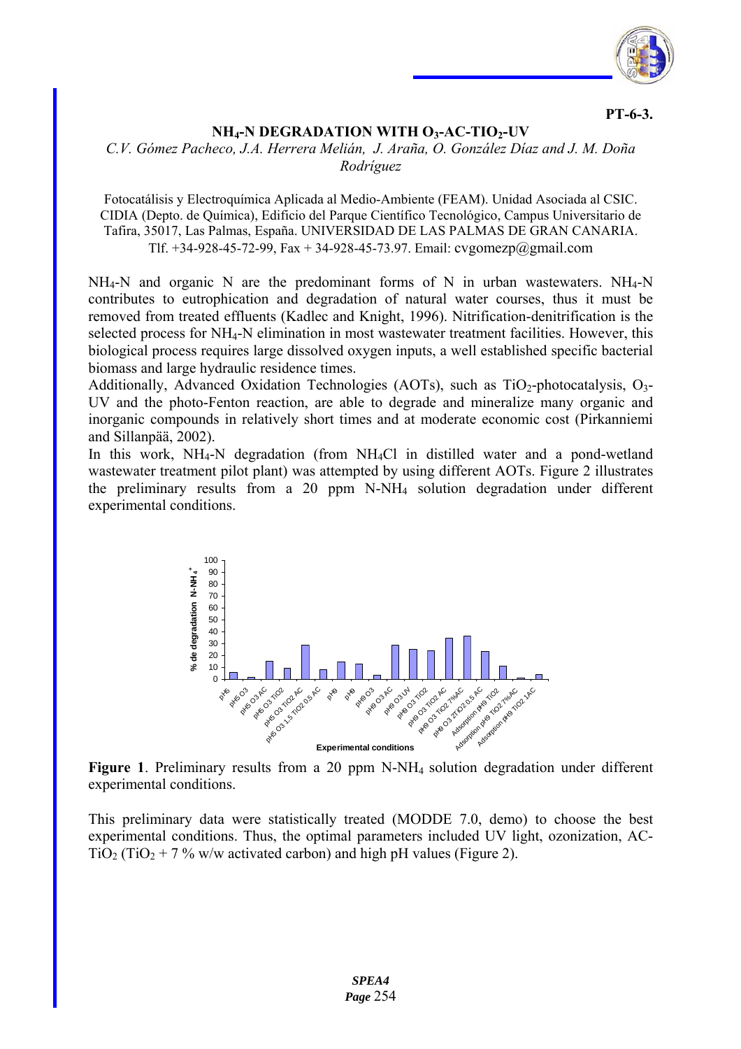**PT-6-3.**

# $NH_4$-N DEGRADATION WITH $O_3$-AC-$TIO_2$-UV

*C.V. Gómez Pacheco, J.A. Herrera Melián, J. Araña, O. González Díaz and J. M. Doña Rodríguez*

Fotocatálisis y Electroquímica Aplicada al Medio-Ambiente (FEAM). Unidad Asociada al CSIC. CIDIA (Depto. de Química), Edificio del Parque Científico Tecnológico, Campus Universitario de Tafira, 35017, Las Palmas, España. UNIVERSIDAD DE LAS PALMAS DE GRAN CANARIA. Tlf. +34-928-45-72-99, Fax + 34-928-45-73.97. Email: cvgomezp@gmail.com

$NH_4$-N and organic N are the predominant forms of N in urban wastewaters. $NH_4$-N contributes to eutrophication and degradation of natural water courses, thus it must be removed from treated effluents (Kadlec and Knight, 1996). Nitrification-denitrification is the selected process for $NH_4$-N elimination in most wastewater treatment facilities. However, this biological process requires large dissolved oxygen inputs, a well established specific bacterial biomass and large hydraulic residence times.

Additionally, Advanced Oxidation Technologies (AOTs), such as $TiO_2$-photocatalysis, $O_3$-UV and the photo-Fenton reaction, are able to degrade and mineralize many organic and inorganic compounds in relatively short times and at moderate economic cost (Pirkanniemi and Sillanpää, 2002).

In this work, $NH_4$-N degradation (from $NH_4Cl$ in distilled water and a pond-wetland wastewater treatment pilot plant) was attempted by using different AOTs. Figure 2 illustrates the preliminary results from a 20 ppm N-$NH_4$ solution degradation under different experimental conditions.

**Figure 1**. Preliminary results from a 20 ppm N-$NH_4$ solution degradation under different experimental conditions.

This preliminary data were statistically treated (MODDE 7.0, demo) to choose the best experimental conditions. Thus, the optimal parameters included UV light, ozonization, AC-$TiO_2$ ($TiO_2$ + 7 % w/w activated carbon) and high pH values (Figure 2).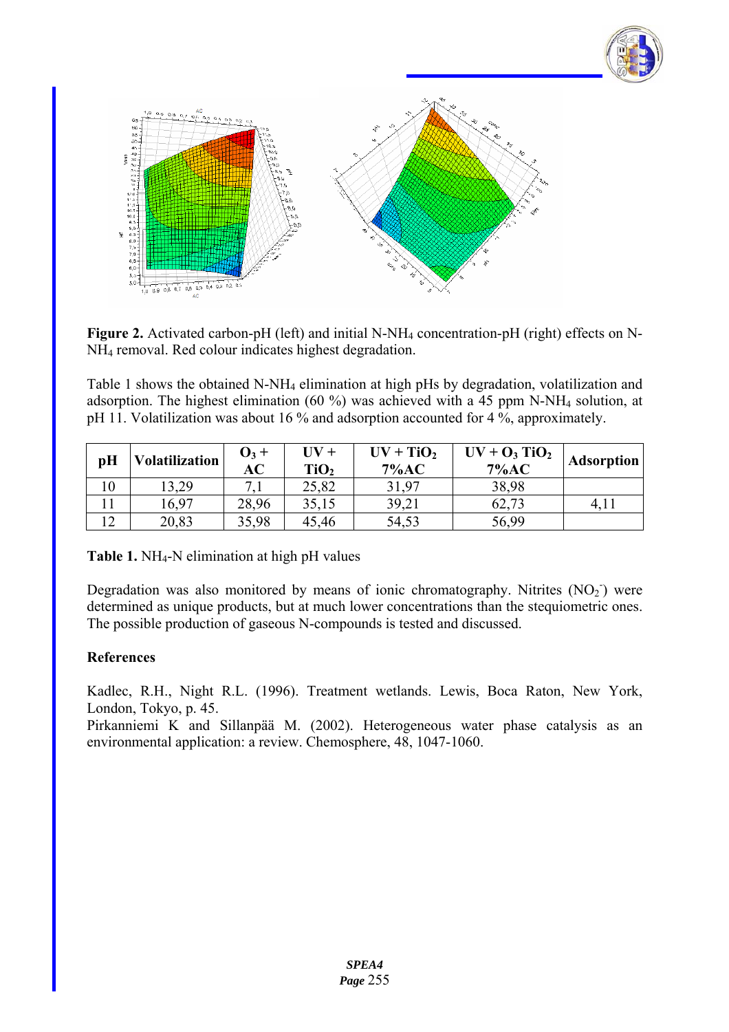**Figure 2.** Activated carbon-pH (left) and initial N-$NH_4$ concentration-pH (right) effects on N-$NH_4$ removal. Red colour indicates highest degradation.

Table 1 shows the obtained N-$NH_4$ elimination at high pHs by degradation, volatilization and adsorption. The highest elimination (60 %) was achieved with a 45 ppm N-$NH_4$ solution, at pH 11. Volatilization was about 16 % and adsorption accounted for 4 %, approximately.

| pH | Volatilization | $O_3$ + AC | UV + $TiO_2$ | UV + $TiO_2$ 7%AC | UV + $O_3$ $TiO_2$ 7%AC | Adsorption |
|---|---|---|---|---|---|---|
| 10 | 13,29 | 7,1 | 25,82 | 31,97 | 38,98 | |
| 11 | 16,97 | 28,96 | 35,15 | 39,21 | 62,73 | 4,11 |
| 12 | 20,83 | 35,98 | 45,46 | 54,53 | 56,99 | |

**Table 1.** $NH_4$-N elimination at high pH values

Degradation was also monitored by means of ionic chromatography. Nitrites ($NO_2^-$) were determined as unique products, but at much lower concentrations than the stequiometric ones. The possible production of gaseous N-compounds is tested and discussed.

**References**

Kadlec, R.H., Night R.L. (1996). Treatment wetlands. Lewis, Boca Raton, New York, London, Tokyo, p. 45.

Pirkanniemi K and Sillanpää M. (2002). Heterogeneous water phase catalysis as an environmental application: a review. Chemosphere, 48, 1047-1060.